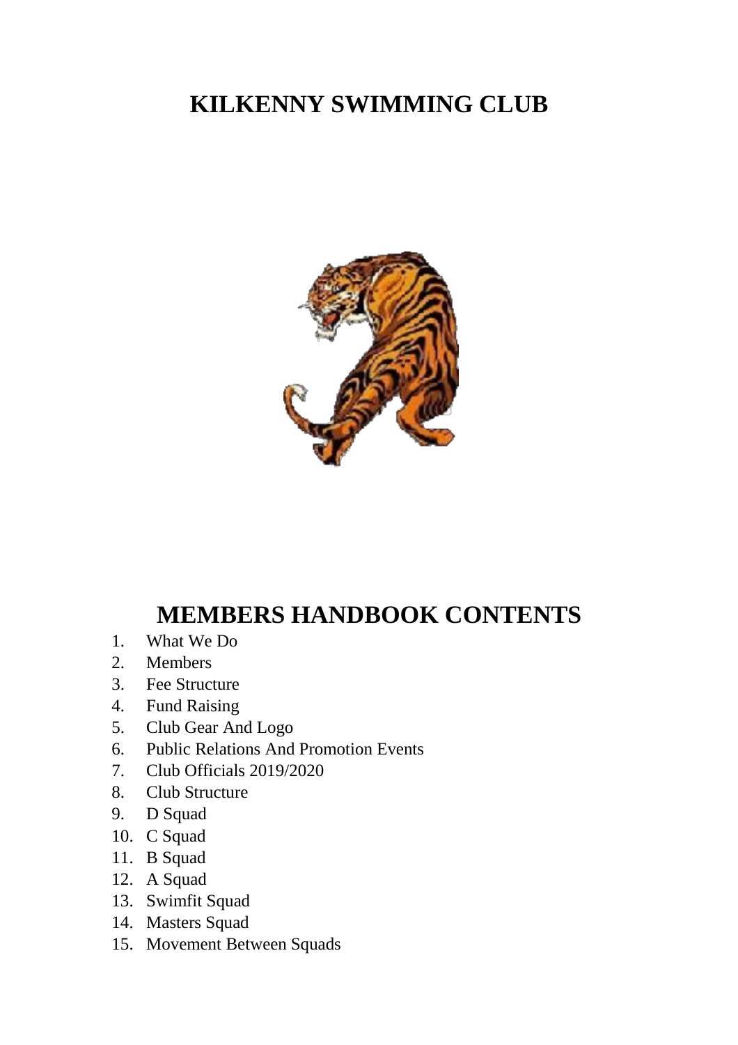# KILKENNY SWIMMING CLUB

## MEMBERS HANDBOOK CONTENTS

1. What We Do
2. Members
3. Fee Structure
4. Fund Raising
5. Club Gear And Logo
6. Public Relations And Promotion Events
7. Club Officials 2019/2020
8. Club Structure
9. D Squad
10. C Squad
11. B Squad
12. A Squad
13. Swimfit Squad
14. Masters Squad
15. Movement Between Squads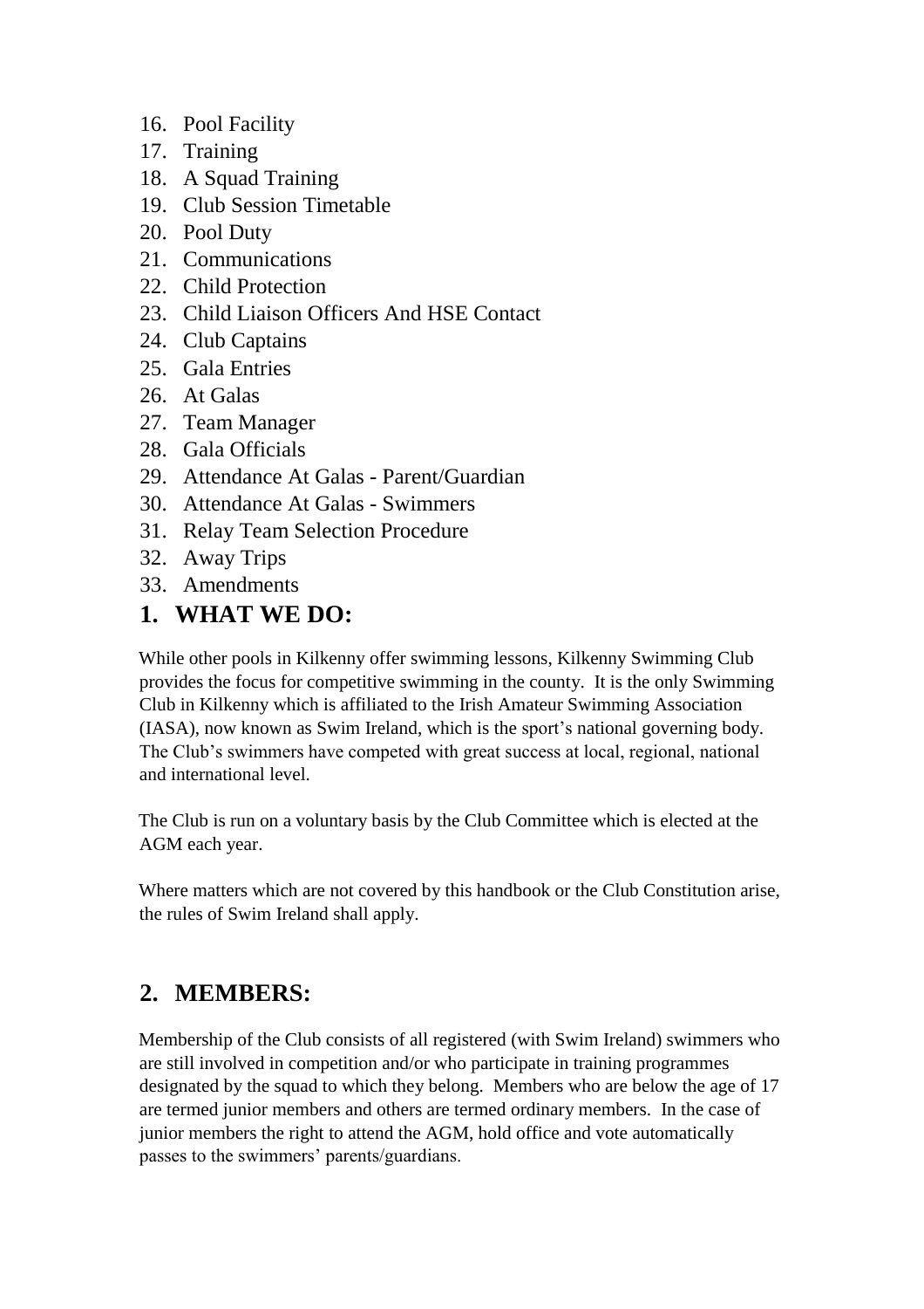16. Pool Facility
17. Training
18. A Squad Training
19. Club Session Timetable
20. Pool Duty
21. Communications
22. Child Protection
23. Child Liaison Officers And HSE Contact
24. Club Captains
25. Gala Entries
26. At Galas
27. Team Manager
28. Gala Officials
29. Attendance At Galas - Parent/Guardian
30. Attendance At Galas - Swimmers
31. Relay Team Selection Procedure
32. Away Trips
33. Amendments

## 1. WHAT WE DO:

While other pools in Kilkenny offer swimming lessons, Kilkenny Swimming Club provides the focus for competitive swimming in the county. It is the only Swimming Club in Kilkenny which is affiliated to the Irish Amateur Swimming Association (IASA), now known as Swim Ireland, which is the sport's national governing body. The Club's swimmers have competed with great success at local, regional, national and international level.

The Club is run on a voluntary basis by the Club Committee which is elected at the AGM each year.

Where matters which are not covered by this handbook or the Club Constitution arise, the rules of Swim Ireland shall apply.

## 2. MEMBERS:

Membership of the Club consists of all registered (with Swim Ireland) swimmers who are still involved in competition and/or who participate in training programmes designated by the squad to which they belong. Members who are below the age of 17 are termed junior members and others are termed ordinary members. In the case of junior members the right to attend the AGM, hold office and vote automatically passes to the swimmers' parents/guardians.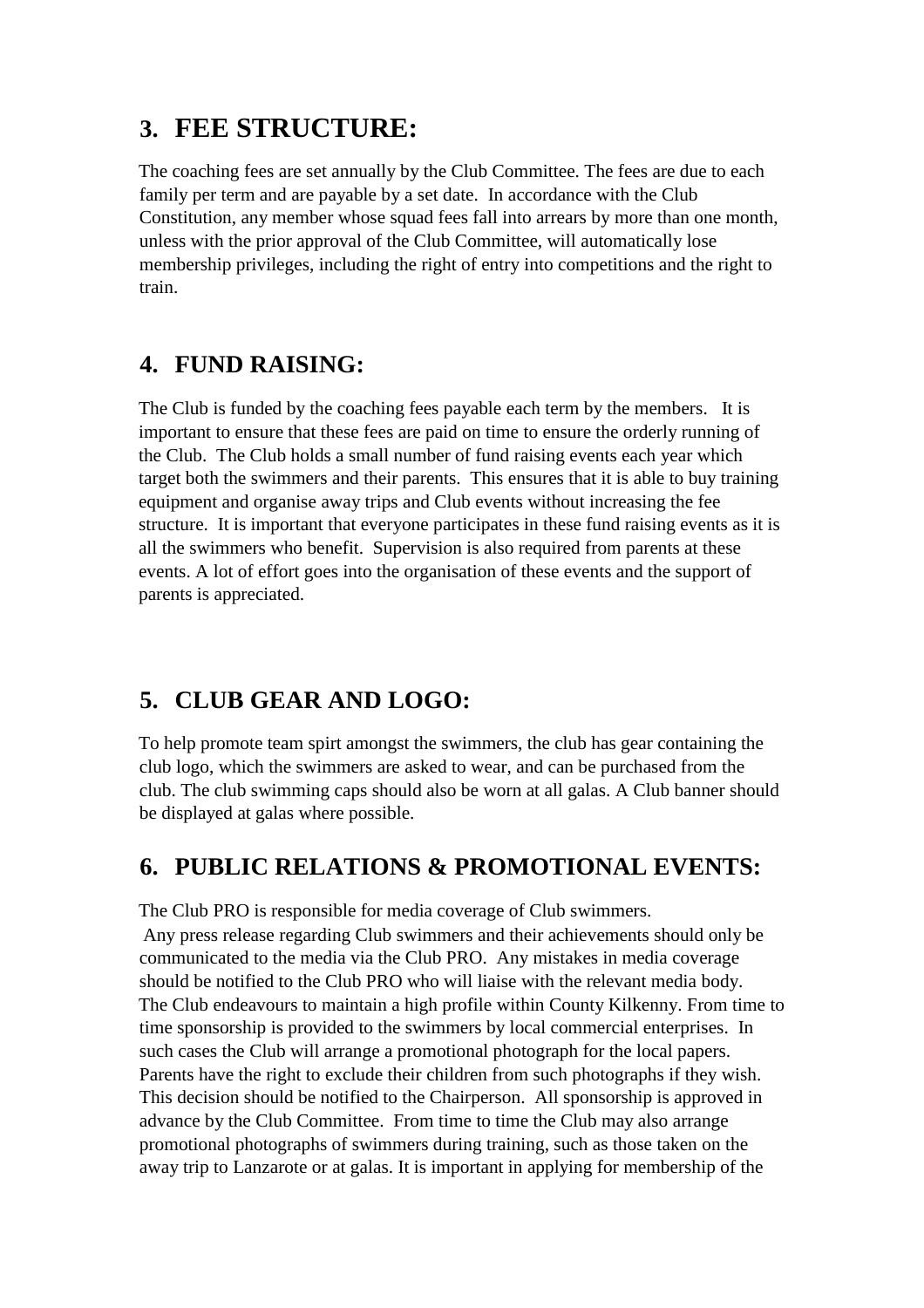## 3. FEE STRUCTURE:

The coaching fees are set annually by the Club Committee. The fees are due to each family per term and are payable by a set date. In accordance with the Club Constitution, any member whose squad fees fall into arrears by more than one month, unless with the prior approval of the Club Committee, will automatically lose membership privileges, including the right of entry into competitions and the right to train.

## 4. FUND RAISING:

The Club is funded by the coaching fees payable each term by the members. It is important to ensure that these fees are paid on time to ensure the orderly running of the Club. The Club holds a small number of fund raising events each year which target both the swimmers and their parents. This ensures that it is able to buy training equipment and organise away trips and Club events without increasing the fee structure. It is important that everyone participates in these fund raising events as it is all the swimmers who benefit. Supervision is also required from parents at these events. A lot of effort goes into the organisation of these events and the support of parents is appreciated.

## 5. CLUB GEAR AND LOGO:

To help promote team spirt amongst the swimmers, the club has gear containing the club logo, which the swimmers are asked to wear, and can be purchased from the club. The club swimming caps should also be worn at all galas. A Club banner should be displayed at galas where possible.

## 6. PUBLIC RELATIONS & PROMOTIONAL EVENTS:

The Club PRO is responsible for media coverage of Club swimmers.
Any press release regarding Club swimmers and their achievements should only be communicated to the media via the Club PRO. Any mistakes in media coverage should be notified to the Club PRO who will liaise with the relevant media body.
The Club endeavours to maintain a high profile within County Kilkenny. From time to time sponsorship is provided to the swimmers by local commercial enterprises. In such cases the Club will arrange a promotional photograph for the local papers. Parents have the right to exclude their children from such photographs if they wish. This decision should be notified to the Chairperson. All sponsorship is approved in advance by the Club Committee. From time to time the Club may also arrange promotional photographs of swimmers during training, such as those taken on the away trip to Lanzarote or at galas. It is important in applying for membership of the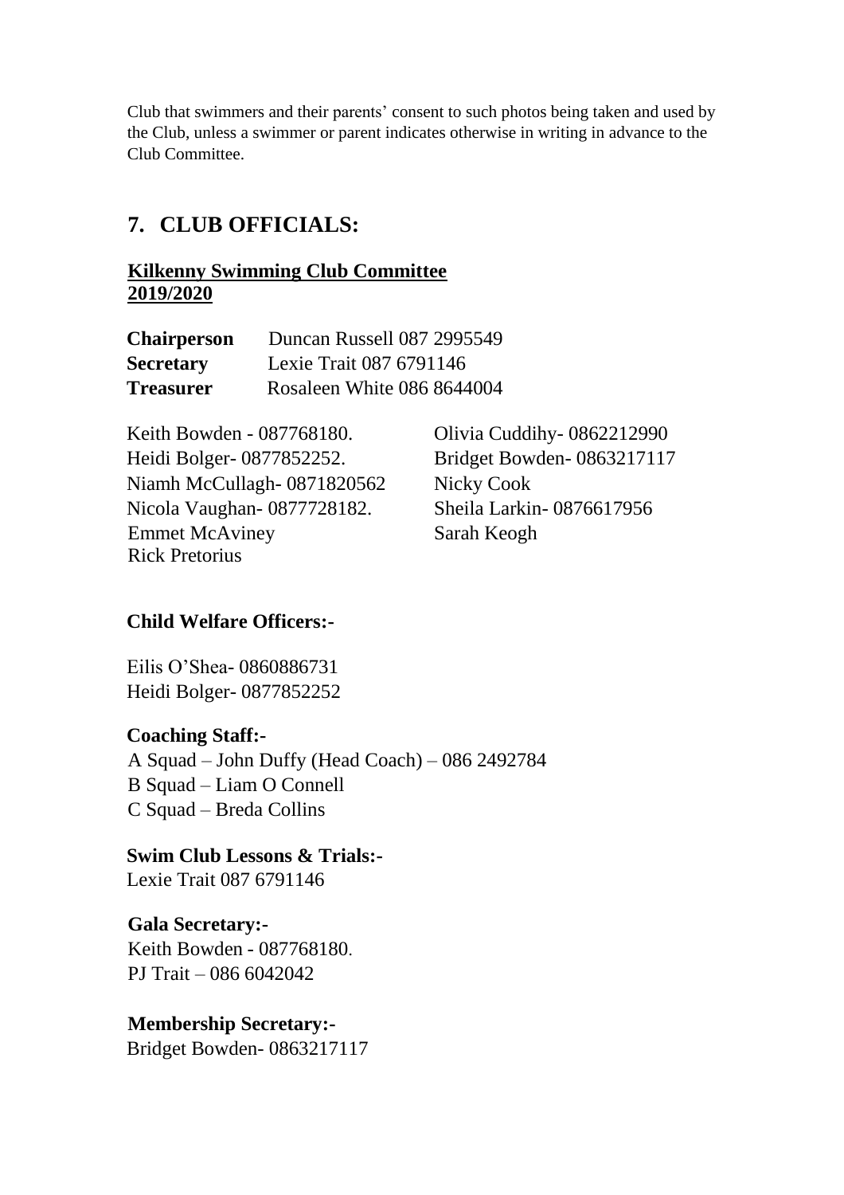Club that swimmers and their parents' consent to such photos being taken and used by the Club, unless a swimmer or parent indicates otherwise in writing in advance to the Club Committee.

## 7. CLUB OFFICIALS:

**Kilkenny Swimming Club Committee 2019/2020**

**Chairperson** Duncan Russell 087 2995549
**Secretary** Lexie Trait 087 6791146
**Treasurer** Rosaleen White 086 8644004

Keith Bowden - 087768180.
Heidi Bolger- 0877852252.
Niamh McCullagh- 0871820562
Nicola Vaughan- 0877728182.
Emmet McAviney
Rick Pretorius
Olivia Cuddihy- 0862212990
Bridget Bowden- 0863217117
Nicky Cook
Sheila Larkin- 0876617956
Sarah Keogh

**Child Welfare Officers:-**

Eilis O'Shea- 0860886731
Heidi Bolger- 0877852252

**Coaching Staff:-**
A Squad – John Duffy (Head Coach) – 086 2492784
B Squad – Liam O Connell
C Squad – Breda Collins

**Swim Club Lessons & Trials:-**
Lexie Trait 087 6791146

**Gala Secretary:-**
Keith Bowden - 087768180.
PJ Trait – 086 6042042

**Membership Secretary:-**
Bridget Bowden- 0863217117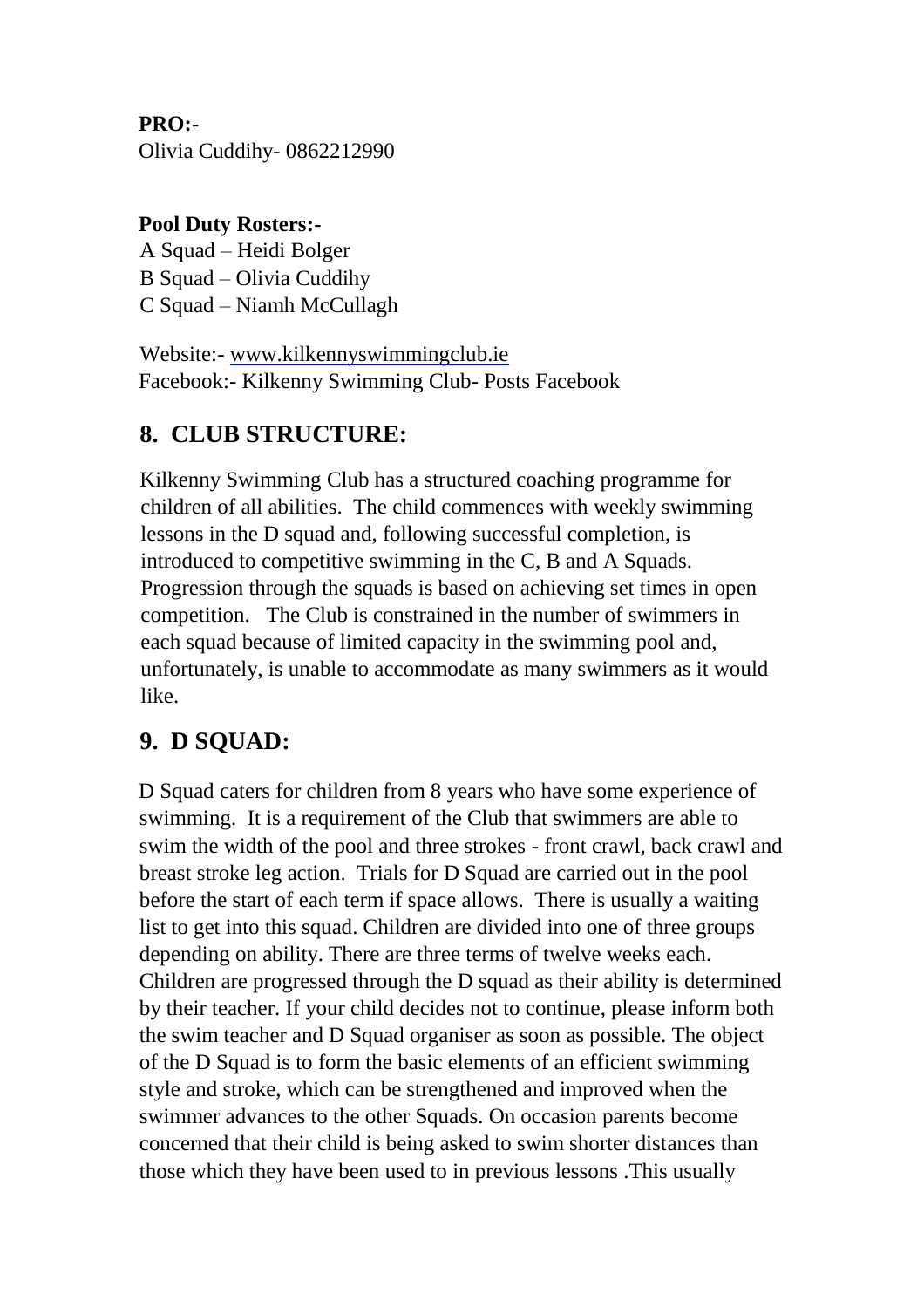**PRO:-**
Olivia Cuddihy- 0862212990

**Pool Duty Rosters:-**
A Squad – Heidi Bolger
B Squad – Olivia Cuddihy
C Squad – Niamh McCullagh

Website:- www.kilkennyswimmingclub.ie
Facebook:- Kilkenny Swimming Club- Posts Facebook

## 8. CLUB STRUCTURE:

Kilkenny Swimming Club has a structured coaching programme for children of all abilities. The child commences with weekly swimming lessons in the D squad and, following successful completion, is introduced to competitive swimming in the C, B and A Squads. Progression through the squads is based on achieving set times in open competition. The Club is constrained in the number of swimmers in each squad because of limited capacity in the swimming pool and, unfortunately, is unable to accommodate as many swimmers as it would like.

## 9. D SQUAD:

D Squad caters for children from 8 years who have some experience of swimming. It is a requirement of the Club that swimmers are able to swim the width of the pool and three strokes - front crawl, back crawl and breast stroke leg action. Trials for D Squad are carried out in the pool before the start of each term if space allows. There is usually a waiting list to get into this squad. Children are divided into one of three groups depending on ability. There are three terms of twelve weeks each. Children are progressed through the D squad as their ability is determined by their teacher. If your child decides not to continue, please inform both the swim teacher and D Squad organiser as soon as possible. The object of the D Squad is to form the basic elements of an efficient swimming style and stroke, which can be strengthened and improved when the swimmer advances to the other Squads. On occasion parents become concerned that their child is being asked to swim shorter distances than those which they have been used to in previous lessons .This usually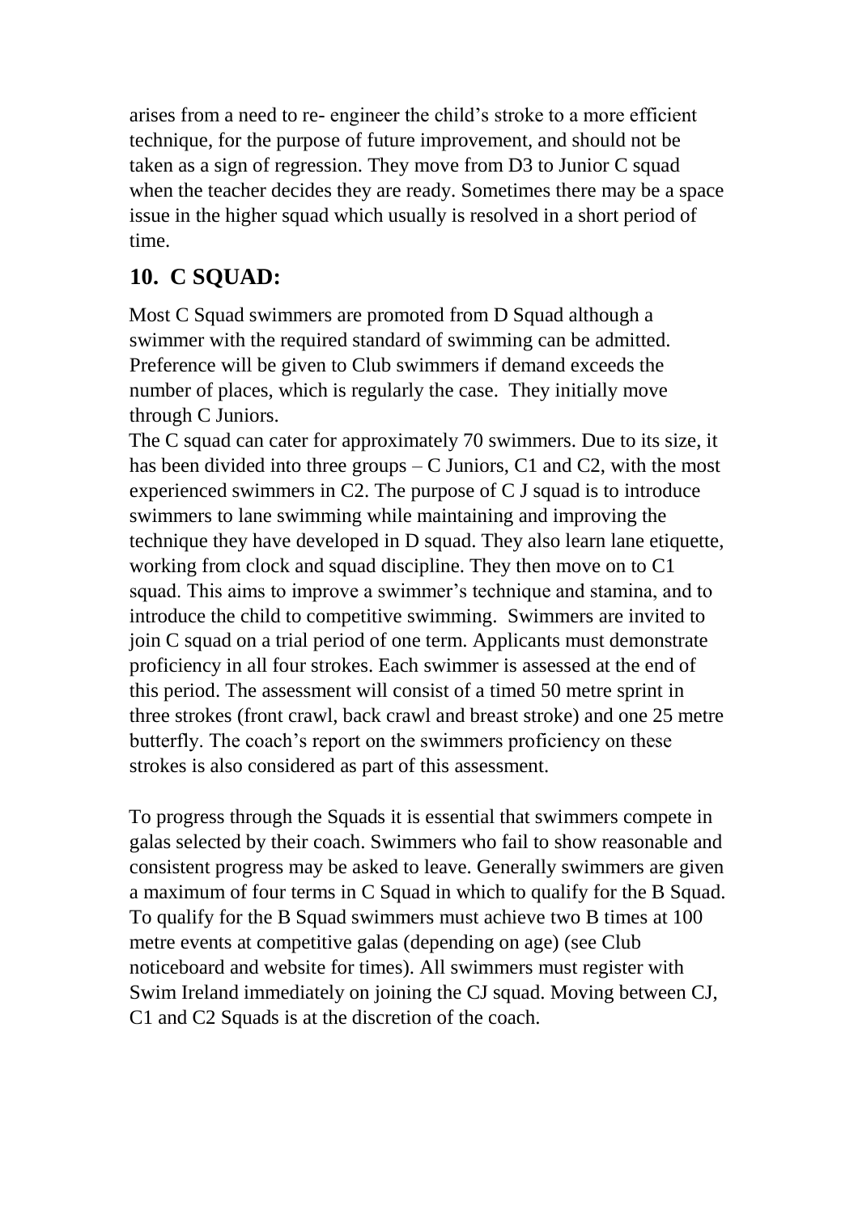arises from a need to re- engineer the child's stroke to a more efficient technique, for the purpose of future improvement, and should not be taken as a sign of regression. They move from D3 to Junior C squad when the teacher decides they are ready. Sometimes there may be a space issue in the higher squad which usually is resolved in a short period of time.

## 10. C SQUAD:

Most C Squad swimmers are promoted from D Squad although a swimmer with the required standard of swimming can be admitted. Preference will be given to Club swimmers if demand exceeds the number of places, which is regularly the case. They initially move through C Juniors.

The C squad can cater for approximately 70 swimmers. Due to its size, it has been divided into three groups – C Juniors, C1 and C2, with the most experienced swimmers in C2. The purpose of C J squad is to introduce swimmers to lane swimming while maintaining and improving the technique they have developed in D squad. They also learn lane etiquette, working from clock and squad discipline. They then move on to C1 squad. This aims to improve a swimmer's technique and stamina, and to introduce the child to competitive swimming. Swimmers are invited to join C squad on a trial period of one term. Applicants must demonstrate proficiency in all four strokes. Each swimmer is assessed at the end of this period. The assessment will consist of a timed 50 metre sprint in three strokes (front crawl, back crawl and breast stroke) and one 25 metre butterfly. The coach's report on the swimmers proficiency on these strokes is also considered as part of this assessment.

To progress through the Squads it is essential that swimmers compete in galas selected by their coach. Swimmers who fail to show reasonable and consistent progress may be asked to leave. Generally swimmers are given a maximum of four terms in C Squad in which to qualify for the B Squad. To qualify for the B Squad swimmers must achieve two B times at 100 metre events at competitive galas (depending on age) (see Club noticeboard and website for times). All swimmers must register with Swim Ireland immediately on joining the CJ squad. Moving between CJ, C1 and C2 Squads is at the discretion of the coach.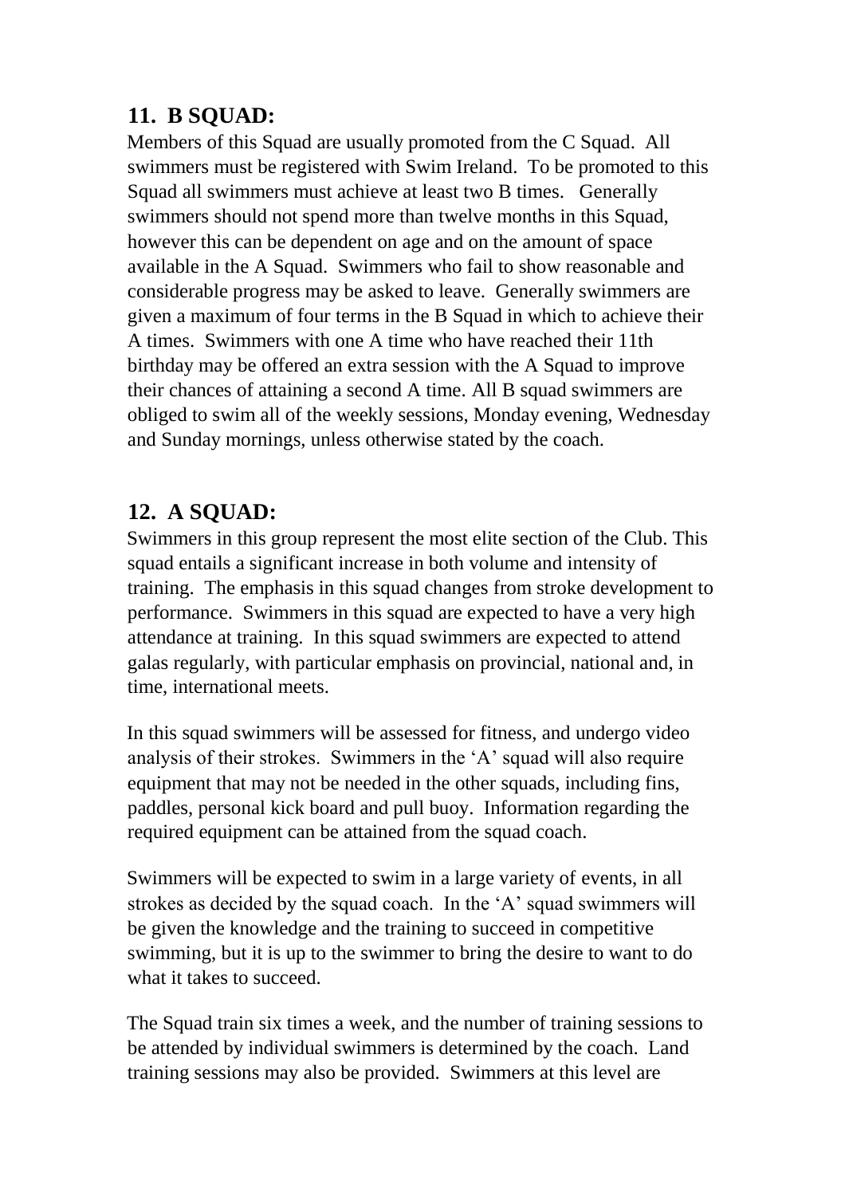## 11. B SQUAD:

Members of this Squad are usually promoted from the C Squad. All swimmers must be registered with Swim Ireland. To be promoted to this Squad all swimmers must achieve at least two B times. Generally swimmers should not spend more than twelve months in this Squad, however this can be dependent on age and on the amount of space available in the A Squad. Swimmers who fail to show reasonable and considerable progress may be asked to leave. Generally swimmers are given a maximum of four terms in the B Squad in which to achieve their A times. Swimmers with one A time who have reached their 11th birthday may be offered an extra session with the A Squad to improve their chances of attaining a second A time. All B squad swimmers are obliged to swim all of the weekly sessions, Monday evening, Wednesday and Sunday mornings, unless otherwise stated by the coach.

## 12. A SQUAD:

Swimmers in this group represent the most elite section of the Club. This squad entails a significant increase in both volume and intensity of training. The emphasis in this squad changes from stroke development to performance. Swimmers in this squad are expected to have a very high attendance at training. In this squad swimmers are expected to attend galas regularly, with particular emphasis on provincial, national and, in time, international meets.

In this squad swimmers will be assessed for fitness, and undergo video analysis of their strokes. Swimmers in the 'A' squad will also require equipment that may not be needed in the other squads, including fins, paddles, personal kick board and pull buoy. Information regarding the required equipment can be attained from the squad coach.

Swimmers will be expected to swim in a large variety of events, in all strokes as decided by the squad coach. In the 'A' squad swimmers will be given the knowledge and the training to succeed in competitive swimming, but it is up to the swimmer to bring the desire to want to do what it takes to succeed.

The Squad train six times a week, and the number of training sessions to be attended by individual swimmers is determined by the coach. Land training sessions may also be provided. Swimmers at this level are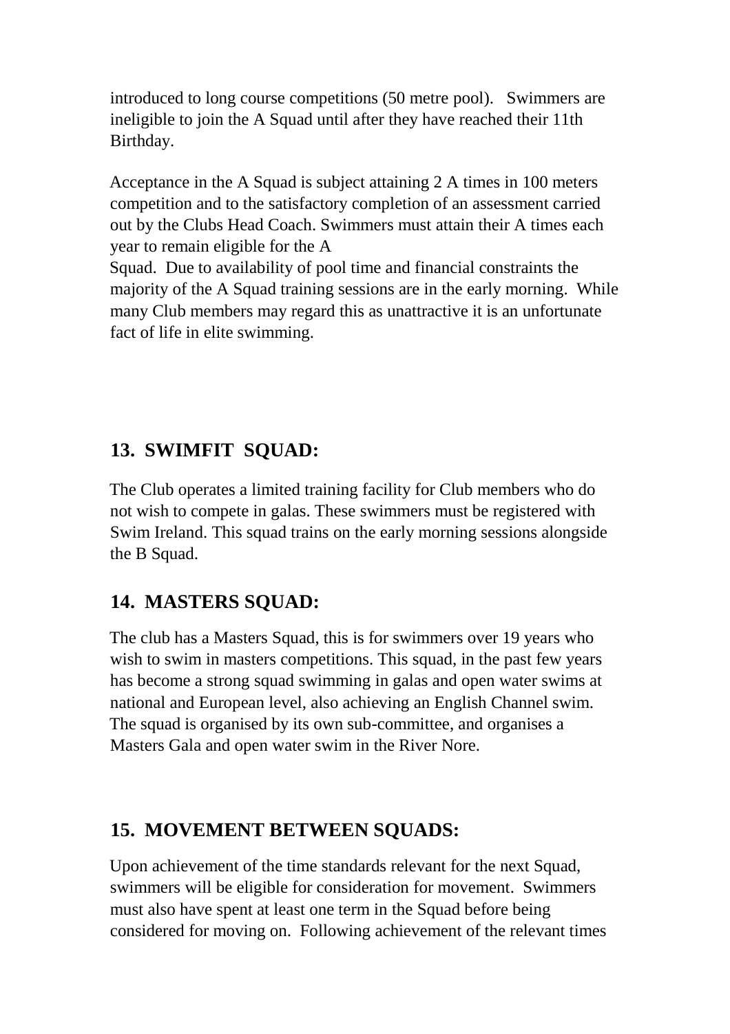introduced to long course competitions (50 metre pool).   Swimmers are ineligible to join the A Squad until after they have reached their 11th Birthday.

Acceptance in the A Squad is subject attaining 2 A times in 100 meters competition and to the satisfactory completion of an assessment carried out by the Clubs Head Coach. Swimmers must attain their A times each year to remain eligible for the A Squad.  Due to availability of pool time and financial constraints the majority of the A Squad training sessions are in the early morning.  While many Club members may regard this as unattractive it is an unfortunate fact of life in elite swimming.

## 13.  SWIMFIT  SQUAD:

The Club operates a limited training facility for Club members who do not wish to compete in galas. These swimmers must be registered with Swim Ireland. This squad trains on the early morning sessions alongside the B Squad.

## 14.  MASTERS SQUAD:

The club has a Masters Squad, this is for swimmers over 19 years who wish to swim in masters competitions. This squad, in the past few years has become a strong squad swimming in galas and open water swims at national and European level, also achieving an English Channel swim. The squad is organised by its own sub-committee, and organises a Masters Gala and open water swim in the River Nore.

## 15.  MOVEMENT BETWEEN SQUADS:

Upon achievement of the time standards relevant for the next Squad, swimmers will be eligible for consideration for movement.  Swimmers must also have spent at least one term in the Squad before being considered for moving on.  Following achievement of the relevant times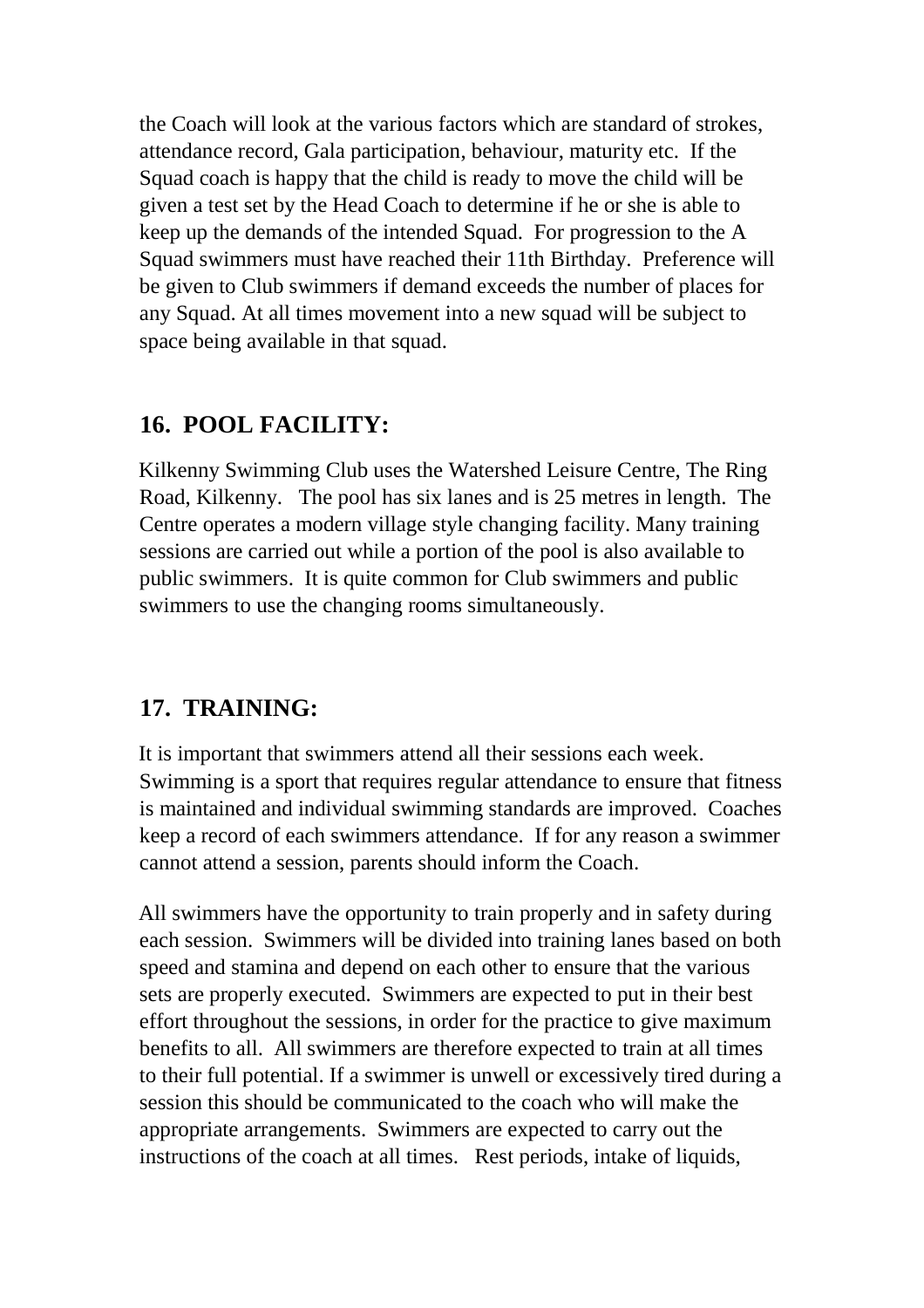the Coach will look at the various factors which are standard of strokes, attendance record, Gala participation, behaviour, maturity etc. If the Squad coach is happy that the child is ready to move the child will be given a test set by the Head Coach to determine if he or she is able to keep up the demands of the intended Squad. For progression to the A Squad swimmers must have reached their 11th Birthday. Preference will be given to Club swimmers if demand exceeds the number of places for any Squad. At all times movement into a new squad will be subject to space being available in that squad.

## 16. POOL FACILITY:

Kilkenny Swimming Club uses the Watershed Leisure Centre, The Ring Road, Kilkenny. The pool has six lanes and is 25 metres in length. The Centre operates a modern village style changing facility. Many training sessions are carried out while a portion of the pool is also available to public swimmers. It is quite common for Club swimmers and public swimmers to use the changing rooms simultaneously.

## 17. TRAINING:

It is important that swimmers attend all their sessions each week. Swimming is a sport that requires regular attendance to ensure that fitness is maintained and individual swimming standards are improved. Coaches keep a record of each swimmers attendance. If for any reason a swimmer cannot attend a session, parents should inform the Coach.

All swimmers have the opportunity to train properly and in safety during each session. Swimmers will be divided into training lanes based on both speed and stamina and depend on each other to ensure that the various sets are properly executed. Swimmers are expected to put in their best effort throughout the sessions, in order for the practice to give maximum benefits to all. All swimmers are therefore expected to train at all times to their full potential. If a swimmer is unwell or excessively tired during a session this should be communicated to the coach who will make the appropriate arrangements. Swimmers are expected to carry out the instructions of the coach at all times. Rest periods, intake of liquids,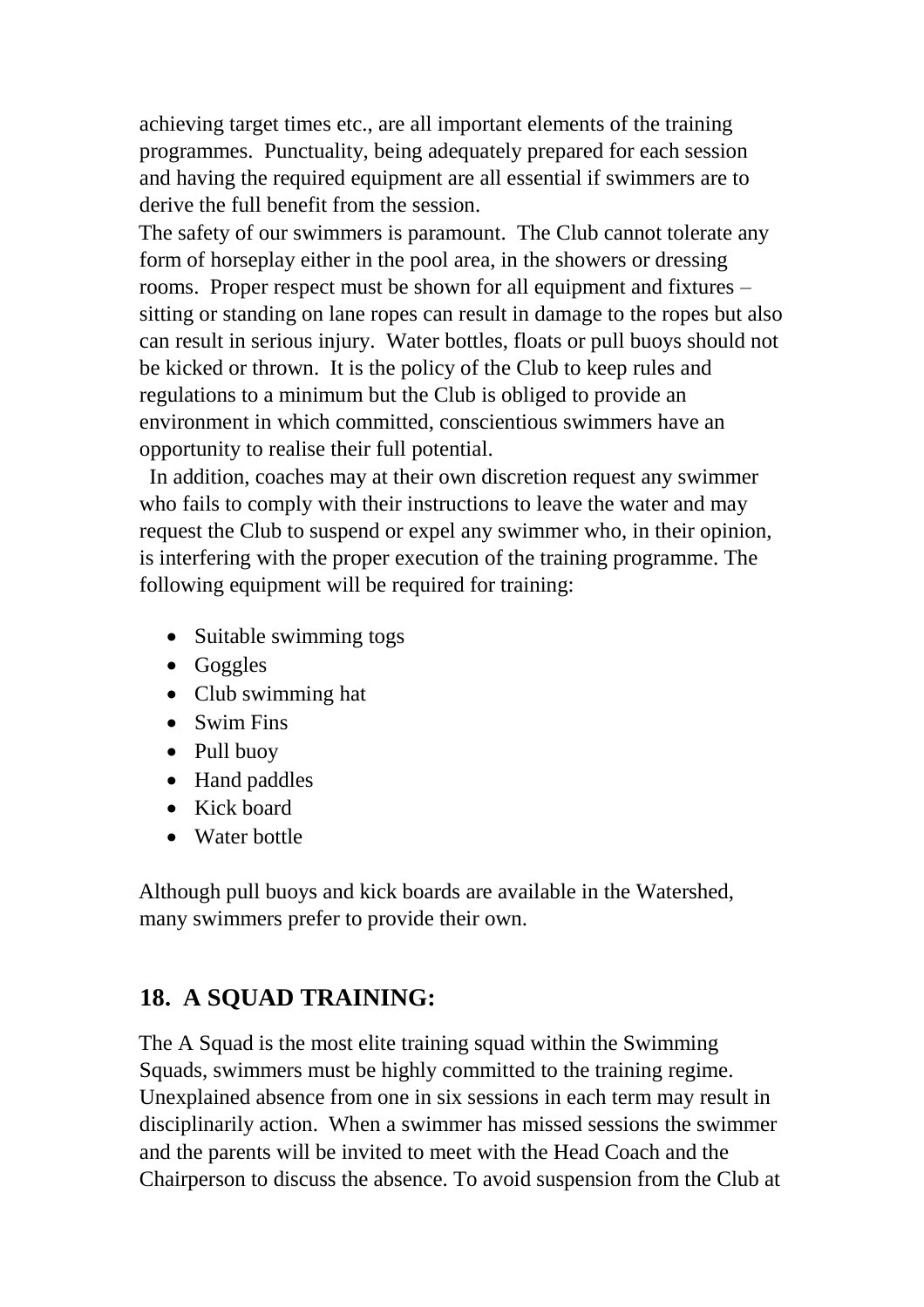achieving target times etc., are all important elements of the training programmes. Punctuality, being adequately prepared for each session and having the required equipment are all essential if swimmers are to derive the full benefit from the session.

The safety of our swimmers is paramount. The Club cannot tolerate any form of horseplay either in the pool area, in the showers or dressing rooms. Proper respect must be shown for all equipment and fixtures – sitting or standing on lane ropes can result in damage to the ropes but also can result in serious injury. Water bottles, floats or pull buoys should not be kicked or thrown. It is the policy of the Club to keep rules and regulations to a minimum but the Club is obliged to provide an environment in which committed, conscientious swimmers have an opportunity to realise their full potential.

In addition, coaches may at their own discretion request any swimmer who fails to comply with their instructions to leave the water and may request the Club to suspend or expel any swimmer who, in their opinion, is interfering with the proper execution of the training programme. The following equipment will be required for training:

- Suitable swimming togs
- Goggles
- Club swimming hat
- Swim Fins
- Pull buoy
- Hand paddles
- Kick board
- Water bottle

Although pull buoys and kick boards are available in the Watershed, many swimmers prefer to provide their own.

## 18. A SQUAD TRAINING:

The A Squad is the most elite training squad within the Swimming Squads, swimmers must be highly committed to the training regime. Unexplained absence from one in six sessions in each term may result in disciplinarily action. When a swimmer has missed sessions the swimmer and the parents will be invited to meet with the Head Coach and the Chairperson to discuss the absence. To avoid suspension from the Club at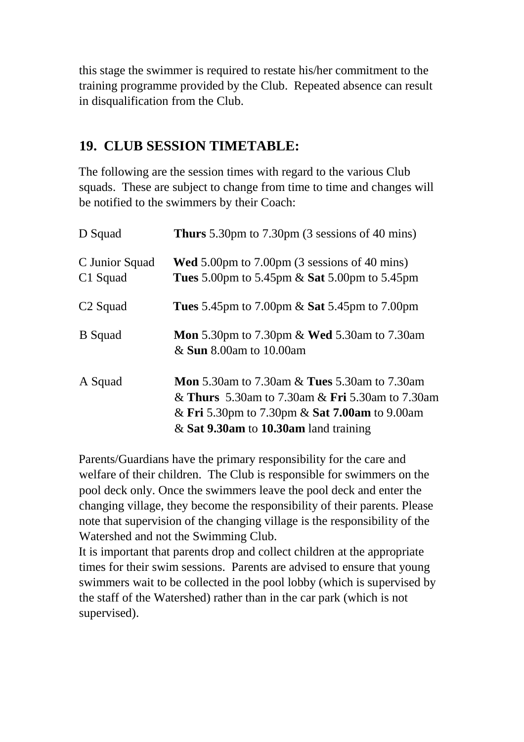this stage the swimmer is required to restate his/her commitment to the training programme provided by the Club. Repeated absence can result in disqualification from the Club.

## 19. CLUB SESSION TIMETABLE:

The following are the session times with regard to the various Club squads. These are subject to change from time to time and changes will be notified to the swimmers by their Coach:

| Squad | Sessions |
|---|---|
| D Squad | **Thurs** 5.30pm to 7.30pm (3 sessions of 40 mins) |
| C Junior Squad | **Wed** 5.00pm to 7.00pm (3 sessions of 40 mins) |
| C1 Squad | **Tues** 5.00pm to 5.45pm & **Sat** 5.00pm to 5.45pm |
| C2 Squad | **Tues** 5.45pm to 7.00pm & **Sat** 5.45pm to 7.00pm |
| B Squad | **Mon** 5.30pm to 7.30pm & **Wed** 5.30am to 7.30am & **Sun** 8.00am to 10.00am |
| A Squad | **Mon** 5.30am to 7.30am & **Tues** 5.30am to 7.30am & **Thurs** 5.30am to 7.30am & **Fri** 5.30am to 7.30am & **Fri** 5.30pm to 7.30pm & **Sat 7.00am** to 9.00am & **Sat 9.30am** to **10.30am** land training |

Parents/Guardians have the primary responsibility for the care and welfare of their children. The Club is responsible for swimmers on the pool deck only. Once the swimmers leave the pool deck and enter the changing village, they become the responsibility of their parents. Please note that supervision of the changing village is the responsibility of the Watershed and not the Swimming Club.

It is important that parents drop and collect children at the appropriate times for their swim sessions. Parents are advised to ensure that young swimmers wait to be collected in the pool lobby (which is supervised by the staff of the Watershed) rather than in the car park (which is not supervised).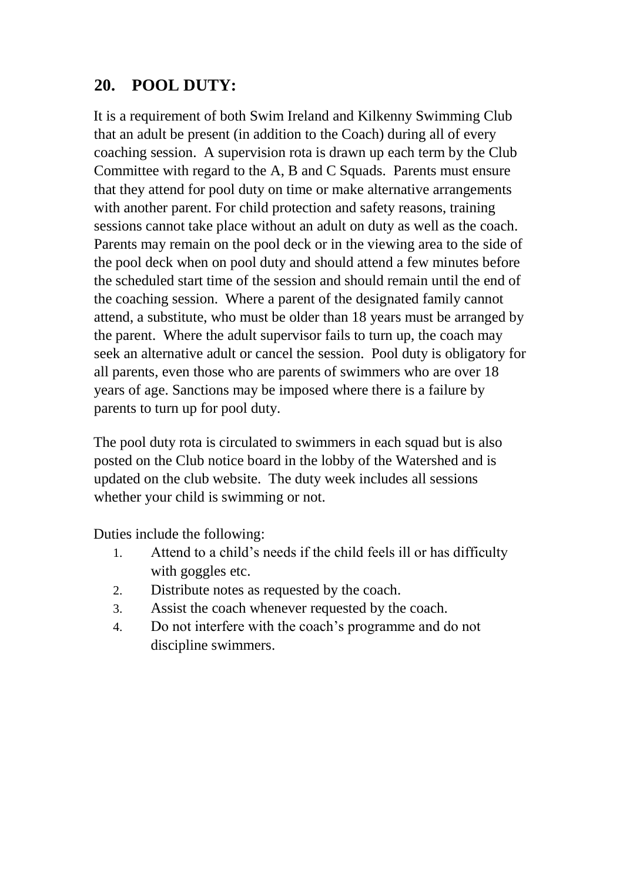## 20. POOL DUTY:

It is a requirement of both Swim Ireland and Kilkenny Swimming Club that an adult be present (in addition to the Coach) during all of every coaching session. A supervision rota is drawn up each term by the Club Committee with regard to the A, B and C Squads. Parents must ensure that they attend for pool duty on time or make alternative arrangements with another parent. For child protection and safety reasons, training sessions cannot take place without an adult on duty as well as the coach. Parents may remain on the pool deck or in the viewing area to the side of the pool deck when on pool duty and should attend a few minutes before the scheduled start time of the session and should remain until the end of the coaching session. Where a parent of the designated family cannot attend, a substitute, who must be older than 18 years must be arranged by the parent. Where the adult supervisor fails to turn up, the coach may seek an alternative adult or cancel the session. Pool duty is obligatory for all parents, even those who are parents of swimmers who are over 18 years of age. Sanctions may be imposed where there is a failure by parents to turn up for pool duty.

The pool duty rota is circulated to swimmers in each squad but is also posted on the Club notice board in the lobby of the Watershed and is updated on the club website. The duty week includes all sessions whether your child is swimming or not.

Duties include the following:

1. Attend to a child's needs if the child feels ill or has difficulty with goggles etc.
2. Distribute notes as requested by the coach.
3. Assist the coach whenever requested by the coach.
4. Do not interfere with the coach's programme and do not discipline swimmers.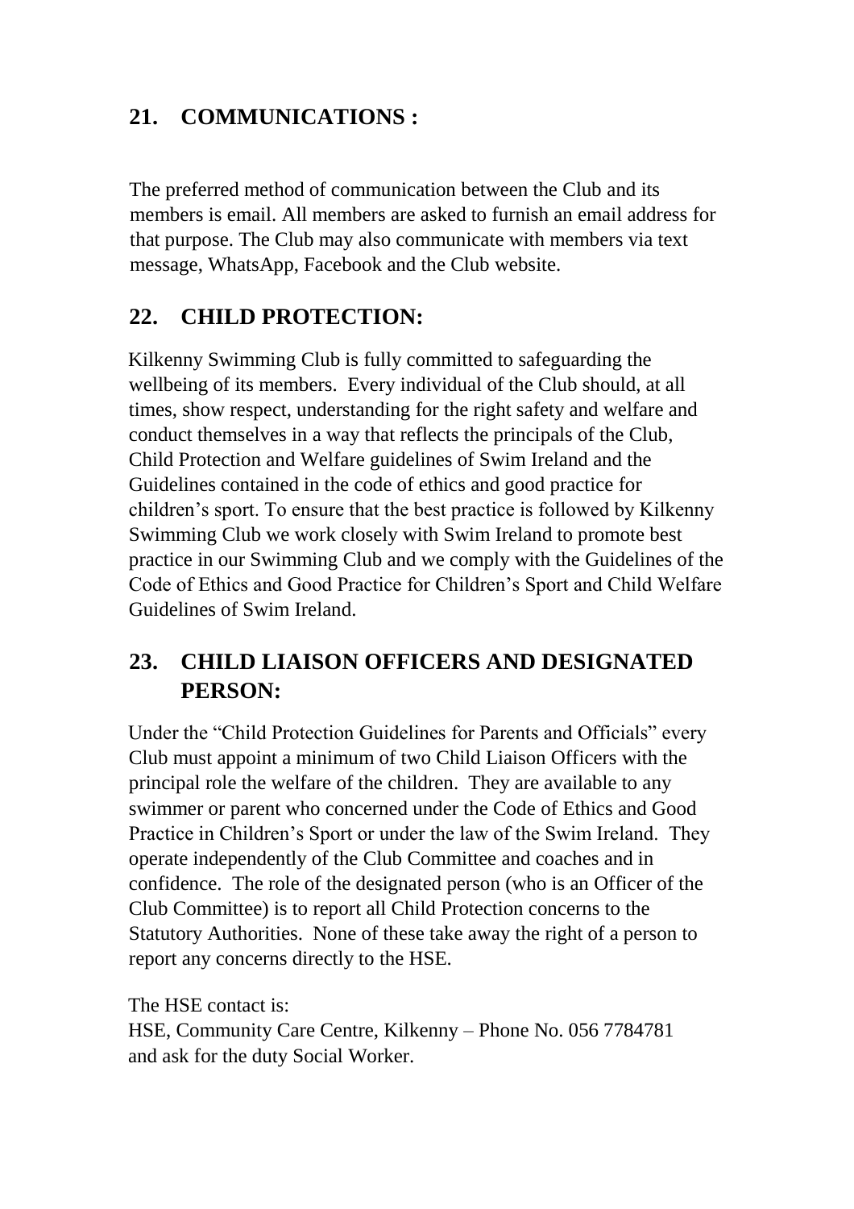## 21. COMMUNICATIONS :

The preferred method of communication between the Club and its members is email. All members are asked to furnish an email address for that purpose. The Club may also communicate with members via text message, WhatsApp, Facebook and the Club website.

## 22. CHILD PROTECTION:

Kilkenny Swimming Club is fully committed to safeguarding the wellbeing of its members. Every individual of the Club should, at all times, show respect, understanding for the right safety and welfare and conduct themselves in a way that reflects the principals of the Club, Child Protection and Welfare guidelines of Swim Ireland and the Guidelines contained in the code of ethics and good practice for children's sport. To ensure that the best practice is followed by Kilkenny Swimming Club we work closely with Swim Ireland to promote best practice in our Swimming Club and we comply with the Guidelines of the Code of Ethics and Good Practice for Children's Sport and Child Welfare Guidelines of Swim Ireland.

## 23. CHILD LIAISON OFFICERS AND DESIGNATED PERSON:

Under the "Child Protection Guidelines for Parents and Officials" every Club must appoint a minimum of two Child Liaison Officers with the principal role the welfare of the children. They are available to any swimmer or parent who concerned under the Code of Ethics and Good Practice in Children's Sport or under the law of the Swim Ireland. They operate independently of the Club Committee and coaches and in confidence. The role of the designated person (who is an Officer of the Club Committee) is to report all Child Protection concerns to the Statutory Authorities. None of these take away the right of a person to report any concerns directly to the HSE.

The HSE contact is:
HSE, Community Care Centre, Kilkenny – Phone No. 056 7784781 and ask for the duty Social Worker.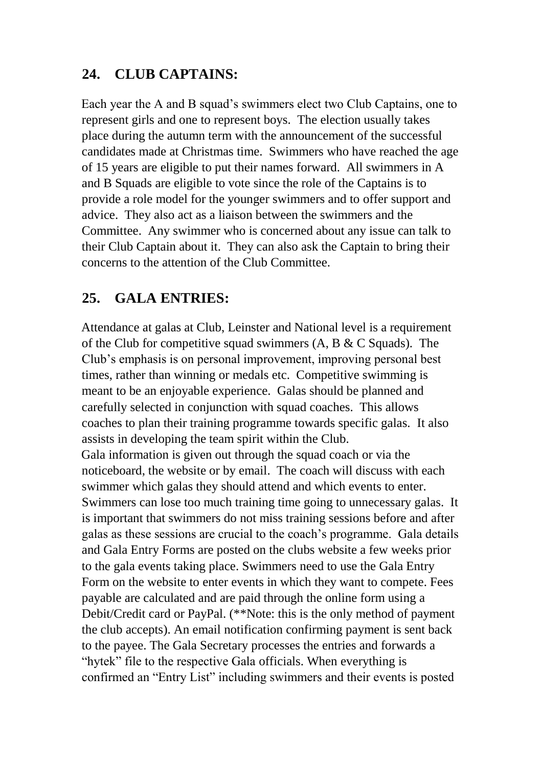## 24. CLUB CAPTAINS:

Each year the A and B squad's swimmers elect two Club Captains, one to represent girls and one to represent boys. The election usually takes place during the autumn term with the announcement of the successful candidates made at Christmas time. Swimmers who have reached the age of 15 years are eligible to put their names forward. All swimmers in A and B Squads are eligible to vote since the role of the Captains is to provide a role model for the younger swimmers and to offer support and advice. They also act as a liaison between the swimmers and the Committee. Any swimmer who is concerned about any issue can talk to their Club Captain about it. They can also ask the Captain to bring their concerns to the attention of the Club Committee.

## 25. GALA ENTRIES:

Attendance at galas at Club, Leinster and National level is a requirement of the Club for competitive squad swimmers (A, B & C Squads). The Club's emphasis is on personal improvement, improving personal best times, rather than winning or medals etc. Competitive swimming is meant to be an enjoyable experience. Galas should be planned and carefully selected in conjunction with squad coaches. This allows coaches to plan their training programme towards specific galas. It also assists in developing the team spirit within the Club.

Gala information is given out through the squad coach or via the noticeboard, the website or by email. The coach will discuss with each swimmer which galas they should attend and which events to enter. Swimmers can lose too much training time going to unnecessary galas. It is important that swimmers do not miss training sessions before and after galas as these sessions are crucial to the coach's programme. Gala details and Gala Entry Forms are posted on the clubs website a few weeks prior to the gala events taking place. Swimmers need to use the Gala Entry Form on the website to enter events in which they want to compete. Fees payable are calculated and are paid through the online form using a Debit/Credit card or PayPal. (**Note: this is the only method of payment the club accepts). An email notification confirming payment is sent back to the payee. The Gala Secretary processes the entries and forwards a "hytek" file to the respective Gala officials. When everything is confirmed an "Entry List" including swimmers and their events is posted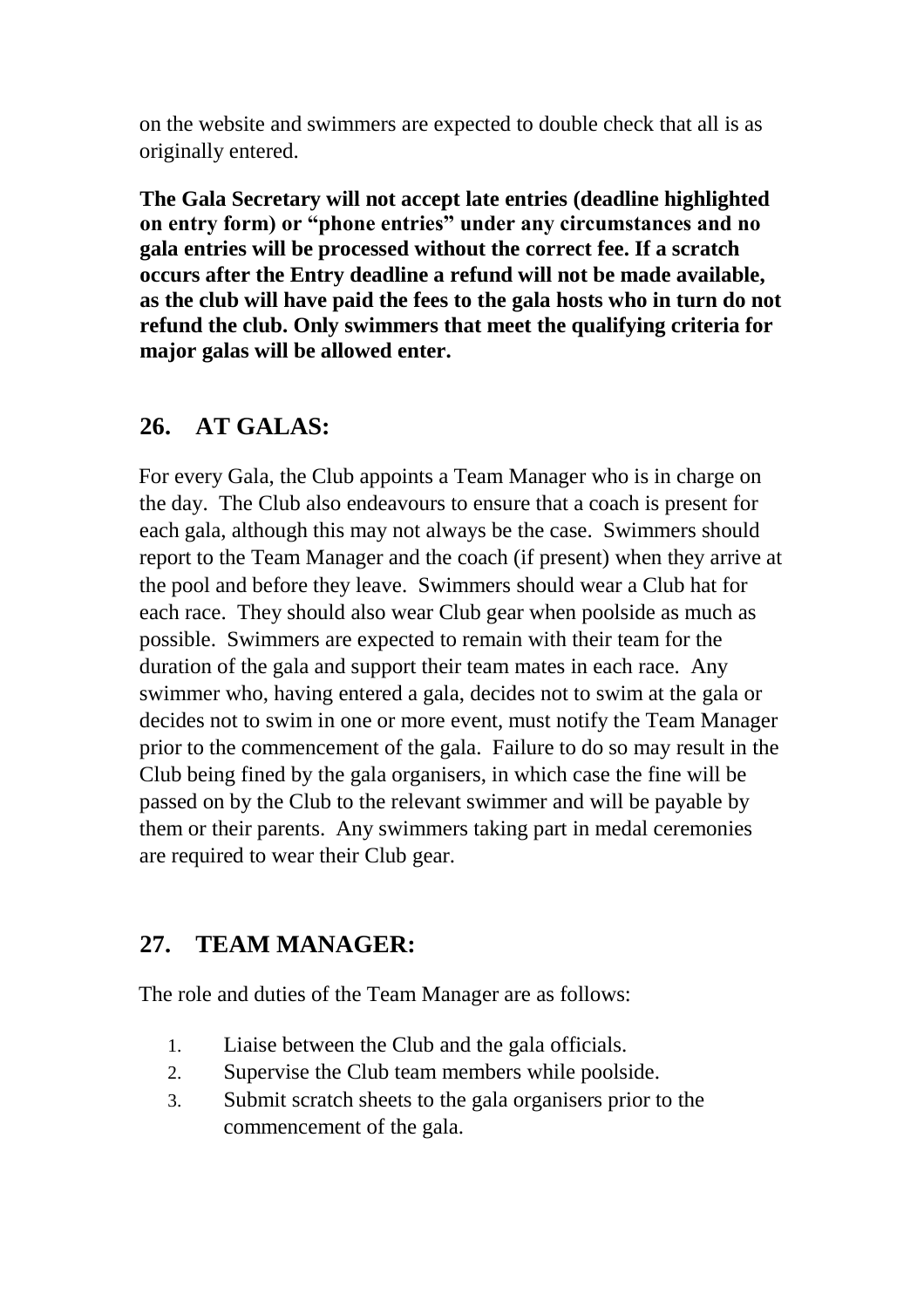on the website and swimmers are expected to double check that all is as originally entered.

**The Gala Secretary will not accept late entries (deadline highlighted on entry form) or "phone entries" under any circumstances and no gala entries will be processed without the correct fee. If a scratch occurs after the Entry deadline a refund will not be made available, as the club will have paid the fees to the gala hosts who in turn do not refund the club. Only swimmers that meet the qualifying criteria for major galas will be allowed enter.**

## 26. AT GALAS:

For every Gala, the Club appoints a Team Manager who is in charge on the day. The Club also endeavours to ensure that a coach is present for each gala, although this may not always be the case. Swimmers should report to the Team Manager and the coach (if present) when they arrive at the pool and before they leave. Swimmers should wear a Club hat for each race. They should also wear Club gear when poolside as much as possible. Swimmers are expected to remain with their team for the duration of the gala and support their team mates in each race. Any swimmer who, having entered a gala, decides not to swim at the gala or decides not to swim in one or more event, must notify the Team Manager prior to the commencement of the gala. Failure to do so may result in the Club being fined by the gala organisers, in which case the fine will be passed on by the Club to the relevant swimmer and will be payable by them or their parents. Any swimmers taking part in medal ceremonies are required to wear their Club gear.

## 27. TEAM MANAGER:

The role and duties of the Team Manager are as follows:

1. Liaise between the Club and the gala officials.
2. Supervise the Club team members while poolside.
3. Submit scratch sheets to the gala organisers prior to the commencement of the gala.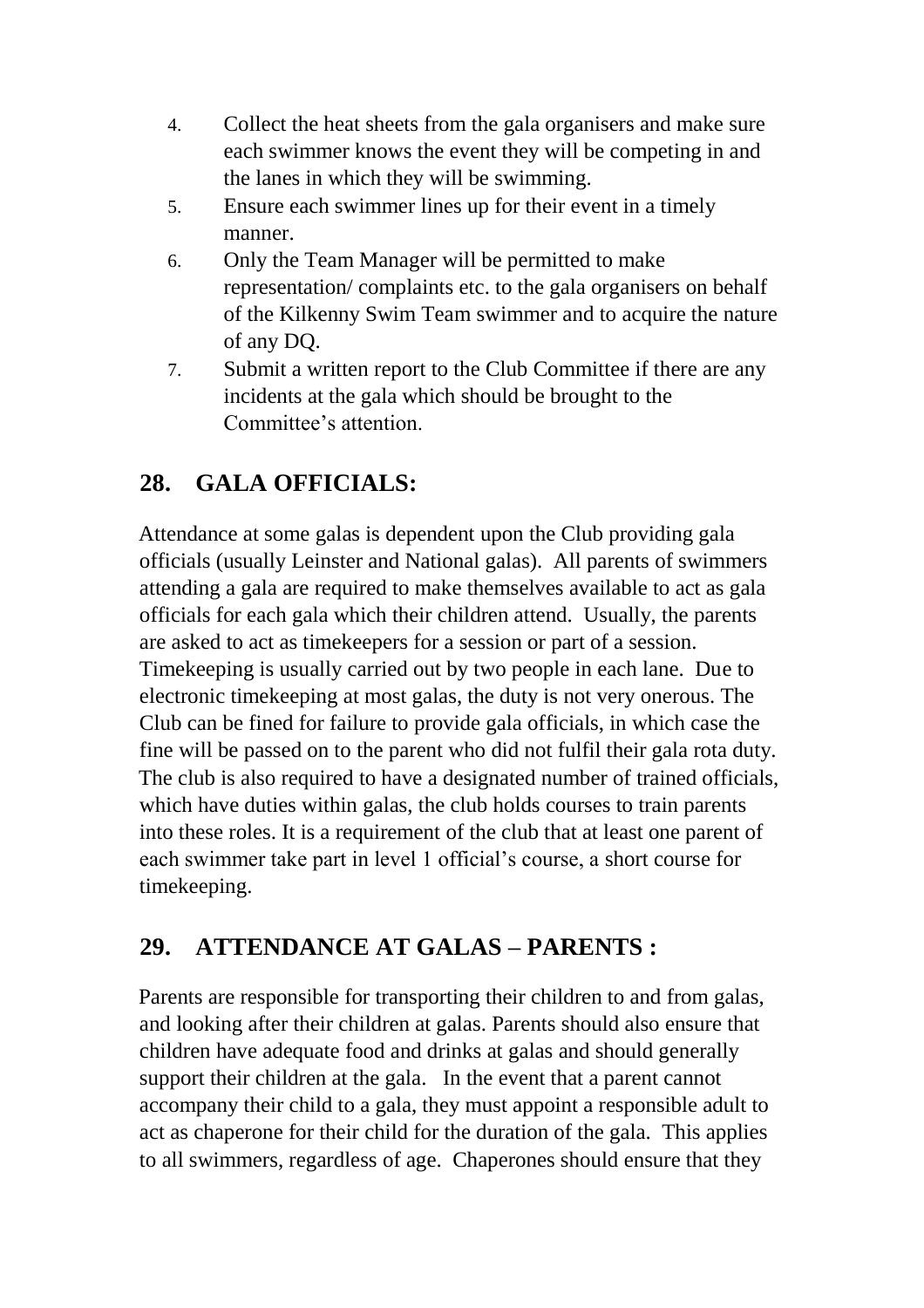4. Collect the heat sheets from the gala organisers and make sure each swimmer knows the event they will be competing in and the lanes in which they will be swimming.
5. Ensure each swimmer lines up for their event in a timely manner.
6. Only the Team Manager will be permitted to make representation/ complaints etc. to the gala organisers on behalf of the Kilkenny Swim Team swimmer and to acquire the nature of any DQ.
7. Submit a written report to the Club Committee if there are any incidents at the gala which should be brought to the Committee's attention.

## 28. GALA OFFICIALS:

Attendance at some galas is dependent upon the Club providing gala officials (usually Leinster and National galas). All parents of swimmers attending a gala are required to make themselves available to act as gala officials for each gala which their children attend. Usually, the parents are asked to act as timekeepers for a session or part of a session. Timekeeping is usually carried out by two people in each lane. Due to electronic timekeeping at most galas, the duty is not very onerous. The Club can be fined for failure to provide gala officials, in which case the fine will be passed on to the parent who did not fulfil their gala rota duty. The club is also required to have a designated number of trained officials, which have duties within galas, the club holds courses to train parents into these roles. It is a requirement of the club that at least one parent of each swimmer take part in level 1 official's course, a short course for timekeeping.

## 29. ATTENDANCE AT GALAS – PARENTS :

Parents are responsible for transporting their children to and from galas, and looking after their children at galas. Parents should also ensure that children have adequate food and drinks at galas and should generally support their children at the gala. In the event that a parent cannot accompany their child to a gala, they must appoint a responsible adult to act as chaperone for their child for the duration of the gala. This applies to all swimmers, regardless of age. Chaperones should ensure that they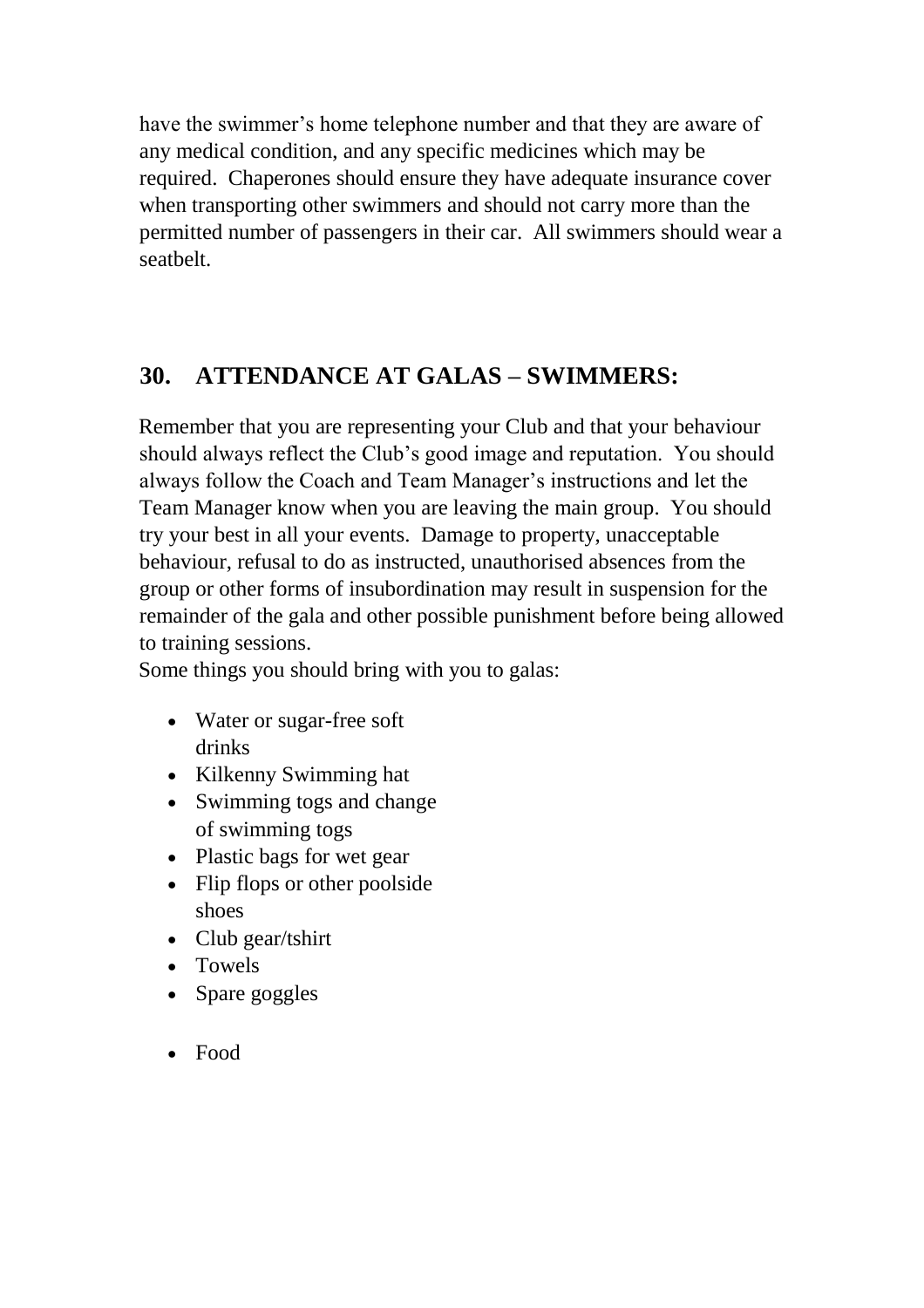have the swimmer's home telephone number and that they are aware of any medical condition, and any specific medicines which may be required. Chaperones should ensure they have adequate insurance cover when transporting other swimmers and should not carry more than the permitted number of passengers in their car. All swimmers should wear a seatbelt.

## 30. ATTENDANCE AT GALAS – SWIMMERS:

Remember that you are representing your Club and that your behaviour should always reflect the Club's good image and reputation. You should always follow the Coach and Team Manager's instructions and let the Team Manager know when you are leaving the main group. You should try your best in all your events. Damage to property, unacceptable behaviour, refusal to do as instructed, unauthorised absences from the group or other forms of insubordination may result in suspension for the remainder of the gala and other possible punishment before being allowed to training sessions.

Some things you should bring with you to galas:

- Water or sugar-free soft drinks
- Kilkenny Swimming hat
- Swimming togs and change of swimming togs
- Plastic bags for wet gear
- Flip flops or other poolside shoes
- Club gear/tshirt
- Towels
- Spare goggles
- Food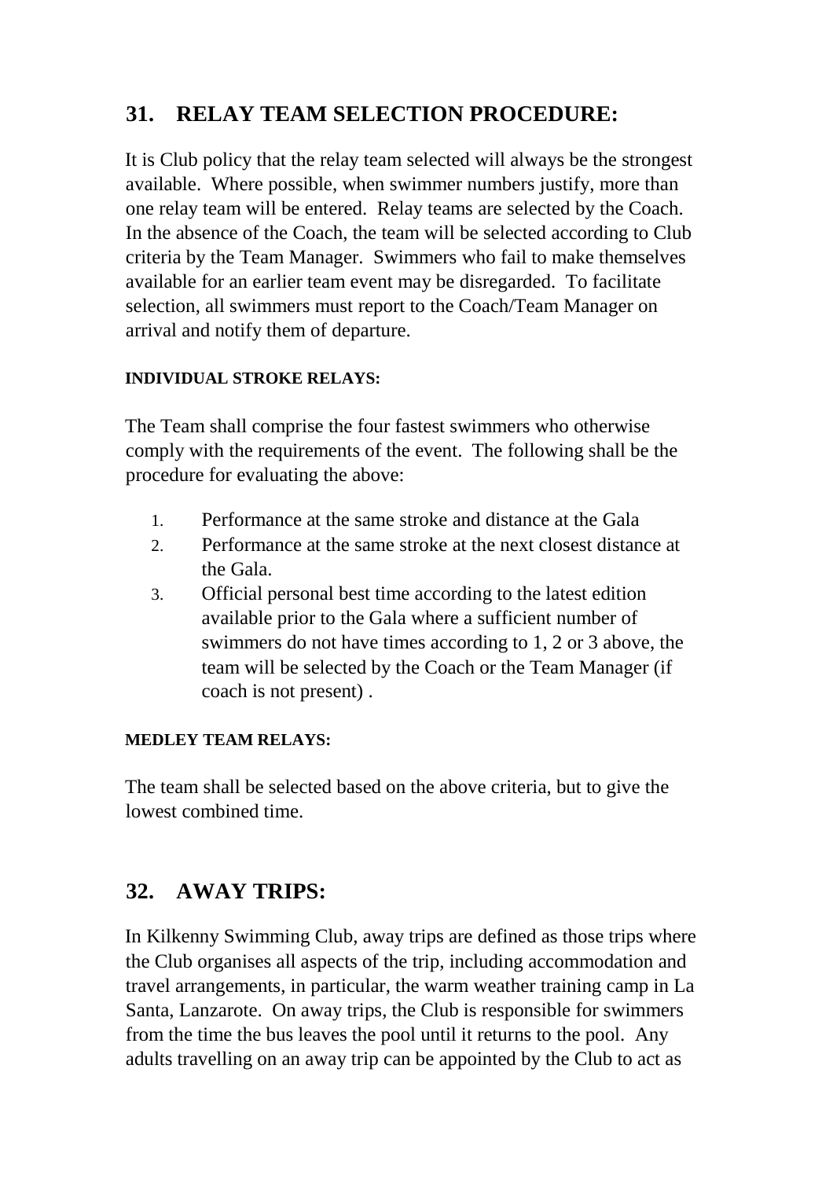## 31. RELAY TEAM SELECTION PROCEDURE:

It is Club policy that the relay team selected will always be the strongest available. Where possible, when swimmer numbers justify, more than one relay team will be entered. Relay teams are selected by the Coach. In the absence of the Coach, the team will be selected according to Club criteria by the Team Manager. Swimmers who fail to make themselves available for an earlier team event may be disregarded. To facilitate selection, all swimmers must report to the Coach/Team Manager on arrival and notify them of departure.

#### INDIVIDUAL STROKE RELAYS:

The Team shall comprise the four fastest swimmers who otherwise comply with the requirements of the event. The following shall be the procedure for evaluating the above:

1. Performance at the same stroke and distance at the Gala
2. Performance at the same stroke at the next closest distance at the Gala.
3. Official personal best time according to the latest edition available prior to the Gala where a sufficient number of swimmers do not have times according to 1, 2 or 3 above, the team will be selected by the Coach or the Team Manager (if coach is not present) .

#### MEDLEY TEAM RELAYS:

The team shall be selected based on the above criteria, but to give the lowest combined time.

## 32. AWAY TRIPS:

In Kilkenny Swimming Club, away trips are defined as those trips where the Club organises all aspects of the trip, including accommodation and travel arrangements, in particular, the warm weather training camp in La Santa, Lanzarote. On away trips, the Club is responsible for swimmers from the time the bus leaves the pool until it returns to the pool. Any adults travelling on an away trip can be appointed by the Club to act as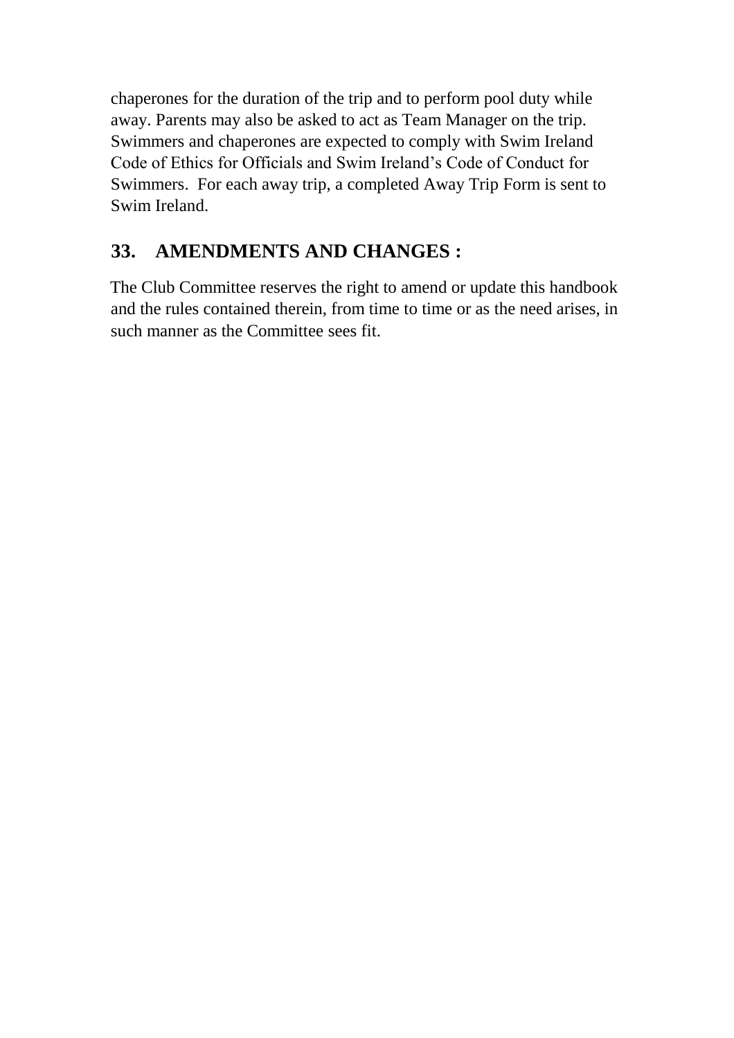chaperones for the duration of the trip and to perform pool duty while away. Parents may also be asked to act as Team Manager on the trip. Swimmers and chaperones are expected to comply with Swim Ireland Code of Ethics for Officials and Swim Ireland's Code of Conduct for Swimmers. For each away trip, a completed Away Trip Form is sent to Swim Ireland.

## 33. AMENDMENTS AND CHANGES :

The Club Committee reserves the right to amend or update this handbook and the rules contained therein, from time to time or as the need arises, in such manner as the Committee sees fit.